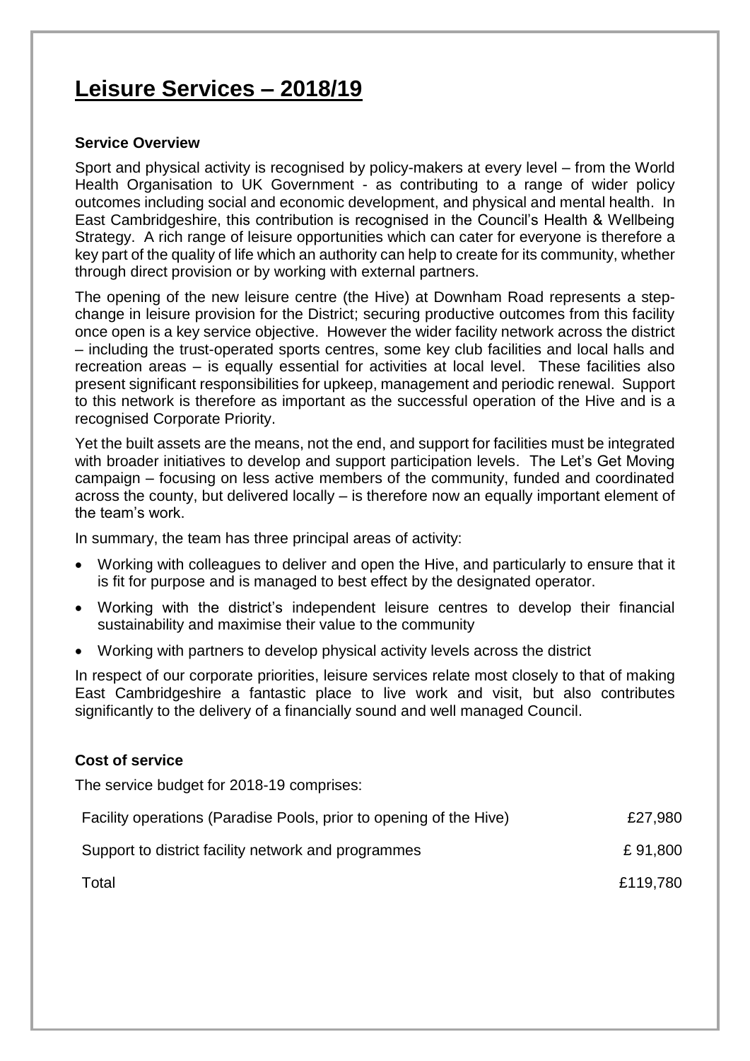# Leisure Services – 2018/19

### Service Overview

Sport and physical activity is recognised by policy-makers at every level – from the World Health Organisation to UK Government - as contributing to a range of wider policy outcomes including social and economic development, and physical and mental health. In East Cambridgeshire, this contribution is recognised in the Council's Health & Wellbeing Strategy. A rich range of leisure opportunities which can cater for everyone is therefore a key part of the quality of life which an authority can help to create for its community, whether through direct provision or by working with external partners.

The opening of the new leisure centre (the Hive) at Downham Road represents a step-change in leisure provision for the District; securing productive outcomes from this facility once open is a key service objective. However the wider facility network across the district – including the trust-operated sports centres, some key club facilities and local halls and recreation areas – is equally essential for activities at local level. These facilities also present significant responsibilities for upkeep, management and periodic renewal. Support to this network is therefore as important as the successful operation of the Hive and is a recognised Corporate Priority.

Yet the built assets are the means, not the end, and support for facilities must be integrated with broader initiatives to develop and support participation levels. The Let's Get Moving campaign – focusing on less active members of the community, funded and coordinated across the county, but delivered locally – is therefore now an equally important element of the team's work.

In summary, the team has three principal areas of activity:

- Working with colleagues to deliver and open the Hive, and particularly to ensure that it is fit for purpose and is managed to best effect by the designated operator.
- Working with the district's independent leisure centres to develop their financial sustainability and maximise their value to the community
- Working with partners to develop physical activity levels across the district

In respect of our corporate priorities, leisure services relate most closely to that of making East Cambridgeshire a fantastic place to live work and visit, but also contributes significantly to the delivery of a financially sound and well managed Council.

### Cost of service

The service budget for 2018-19 comprises:

| | |
|---|---|
| Facility operations (Paradise Pools, prior to opening of the Hive) | £27,980 |
| Support to district facility network and programmes | £ 91,800 |
| Total | £119,780 |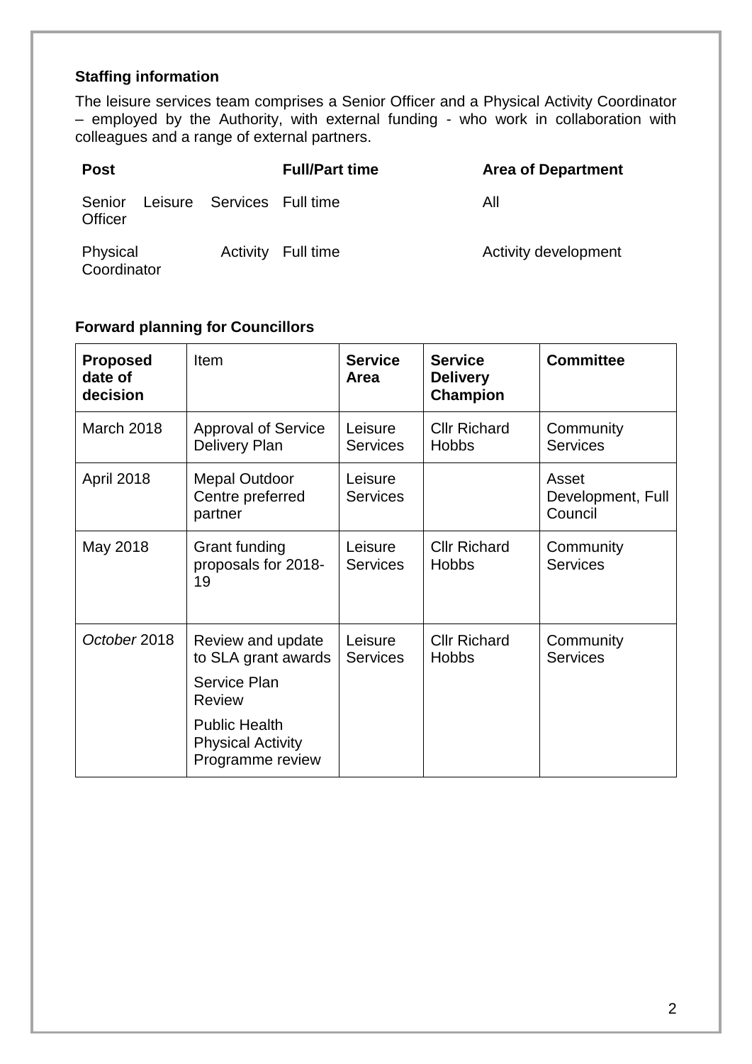### Staffing information

The leisure services team comprises a Senior Officer and a Physical Activity Coordinator – employed by the Authority, with external funding - who work in collaboration with colleagues and a range of external partners.

| Post | Full/Part time | Area of Department |
|---|---|---|
| Senior Leisure Services Officer | Full time | All |
| Physical Activity Coordinator | Full time | Activity development |

### Forward planning for Councillors

| Proposed date of decision | Item | Service Area | Service Delivery Champion | Committee |
|---|---|---|---|---|
| March 2018 | Approval of Service Delivery Plan | Leisure Services | Cllr Richard Hobbs | Community Services |
| April 2018 | Mepal Outdoor Centre preferred partner | Leisure Services | | Asset Development, Full Council |
| May 2018 | Grant funding proposals for 2018-19 | Leisure Services | Cllr Richard Hobbs | Community Services |
| *October* 2018 | Review and update to SLA grant awards<br>Service Plan Review<br>Public Health Physical Activity Programme review | Leisure Services | Cllr Richard Hobbs | Community Services |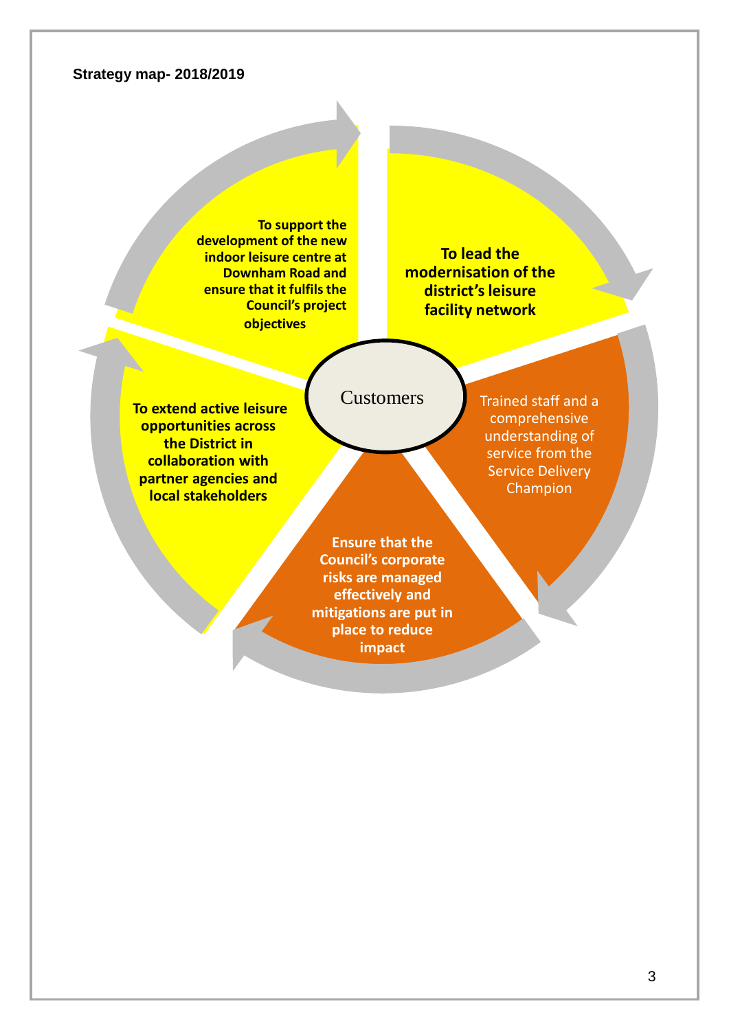**Strategy map- 2018/2019**

Customers

To lead the modernisation of the district's leisure facility network

Trained staff and a comprehensive understanding of service from the Service Delivery Champion

Ensure that the Council's corporate risks are managed effectively and mitigations are put in place to reduce impact

To extend active leisure opportunities across the District in collaboration with partner agencies and local stakeholders

To support the development of the new indoor leisure centre at Downham Road and ensure that it fulfils the Council's project objectives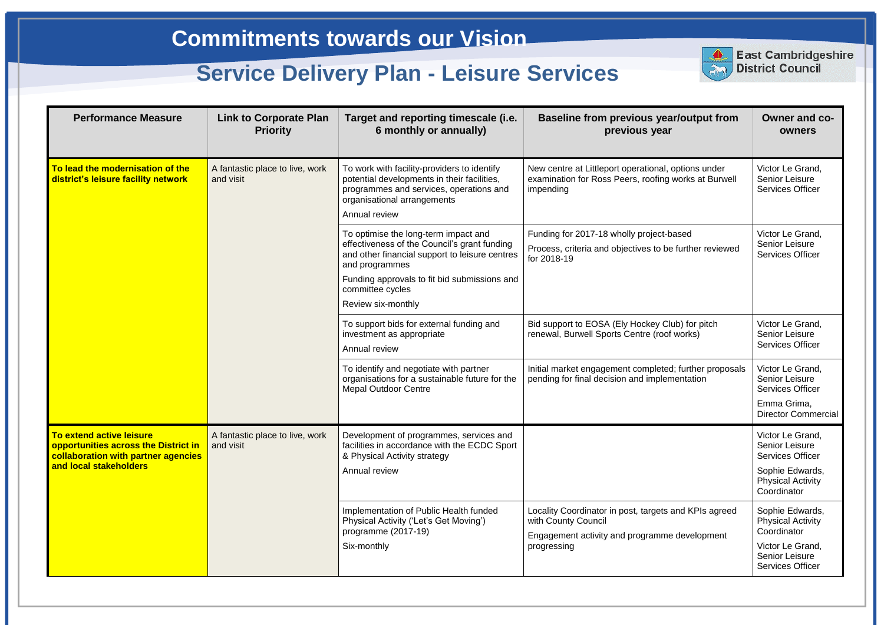# Commitments towards our Vision

## Service Delivery Plan - Leisure Services

East Cambridgeshire District Council

| Performance Measure | Link to Corporate Plan Priority | Target and reporting timescale (i.e. 6 monthly or annually) | Baseline from previous year/output from previous year | Owner and co-owners |
|---|---|---|---|---|
| **To lead the modernisation of the district's leisure facility network** | A fantastic place to live, work and visit | To work with facility-providers to identify potential developments in their facilities, programmes and services, operations and organisational arrangements<br><br>Annual review | New centre at Littleport operational, options under examination for Ross Peers, roofing works at Burwell impending | Victor Le Grand, Senior Leisure Services Officer |
| | | To optimise the long-term impact and effectiveness of the Council's grant funding and other financial support to leisure centres and programmes<br><br>Funding approvals to fit bid submissions and committee cycles<br><br>Review six-monthly | Funding for 2017-18 wholly project-based<br><br>Process, criteria and objectives to be further reviewed for 2018-19 | Victor Le Grand, Senior Leisure Services Officer |
| | | To support bids for external funding and investment as appropriate<br><br>Annual review | Bid support to EOSA (Ely Hockey Club) for pitch renewal, Burwell Sports Centre (roof works) | Victor Le Grand, Senior Leisure Services Officer |
| | | To identify and negotiate with partner organisations for a sustainable future for the Mepal Outdoor Centre | Initial market engagement completed; further proposals pending for final decision and implementation | Victor Le Grand, Senior Leisure Services Officer<br><br>Emma Grima, Director Commercial |
| **To extend active leisure opportunities across the District in collaboration with partner agencies and local stakeholders** | A fantastic place to live, work and visit | Development of programmes, services and facilities in accordance with the ECDC Sport & Physical Activity strategy<br><br>Annual review | | Victor Le Grand, Senior Leisure Services Officer<br><br>Sophie Edwards, Physical Activity Coordinator |
| | | Implementation of Public Health funded Physical Activity ('Let's Get Moving') programme (2017-19)<br><br>Six-monthly | Locality Coordinator in post, targets and KPIs agreed with County Council<br><br>Engagement activity and programme development progressing | Sophie Edwards, Physical Activity Coordinator<br><br>Victor Le Grand, Senior Leisure Services Officer |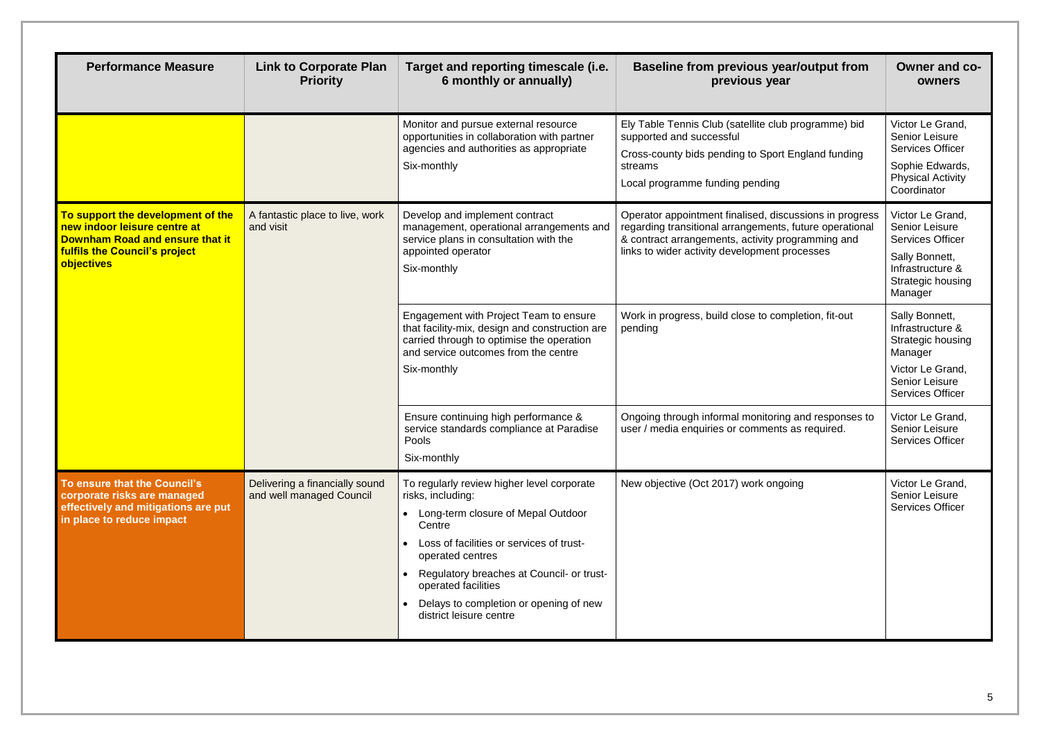| Performance Measure | Link to Corporate Plan Priority | Target and reporting timescale (i.e. 6 monthly or annually) | Baseline from previous year/output from previous year | Owner and co-owners |
|---|---|---|---|---|
| | | Monitor and pursue external resource opportunities in collaboration with partner agencies and authorities as appropriate<br><br>Six-monthly | Ely Table Tennis Club (satellite club programme) bid supported and successful<br><br>Cross-county bids pending to Sport England funding streams<br><br>Local programme funding pending | Victor Le Grand, Senior Leisure Services Officer<br><br>Sophie Edwards, Physical Activity Coordinator |
| **To support the development of the new indoor leisure centre at Downham Road and ensure that it fulfils the Council's project objectives** | A fantastic place to live, work and visit | Develop and implement contract management, operational arrangements and service plans in consultation with the appointed operator<br><br>Six-monthly | Operator appointment finalised, discussions in progress regarding transitional arrangements, future operational & contract arrangements, activity programming and links to wider activity development processes | Victor Le Grand, Senior Leisure Services Officer<br><br>Sally Bonnett, Infrastructure & Strategic housing Manager |
| | | Engagement with Project Team to ensure that facility-mix, design and construction are carried through to optimise the operation and service outcomes from the centre<br><br>Six-monthly | Work in progress, build close to completion, fit-out pending | Sally Bonnett, Infrastructure & Strategic housing Manager<br><br>Victor Le Grand, Senior Leisure Services Officer |
| | | Ensure continuing high performance & service standards compliance at Paradise Pools<br><br>Six-monthly | Ongoing through informal monitoring and responses to user / media enquiries or comments as required. | Victor Le Grand, Senior Leisure Services Officer |
| **To ensure that the Council's corporate risks are managed effectively and mitigations are put in place to reduce impact** | Delivering a financially sound and well managed Council | To regularly review higher level corporate risks, including:<br>• Long-term closure of Mepal Outdoor Centre<br>• Loss of facilities or services of trust-operated centres<br>• Regulatory breaches at Council- or trust-operated facilities<br>• Delays to completion or opening of new district leisure centre | New objective (Oct 2017) work ongoing | Victor Le Grand, Senior Leisure Services Officer |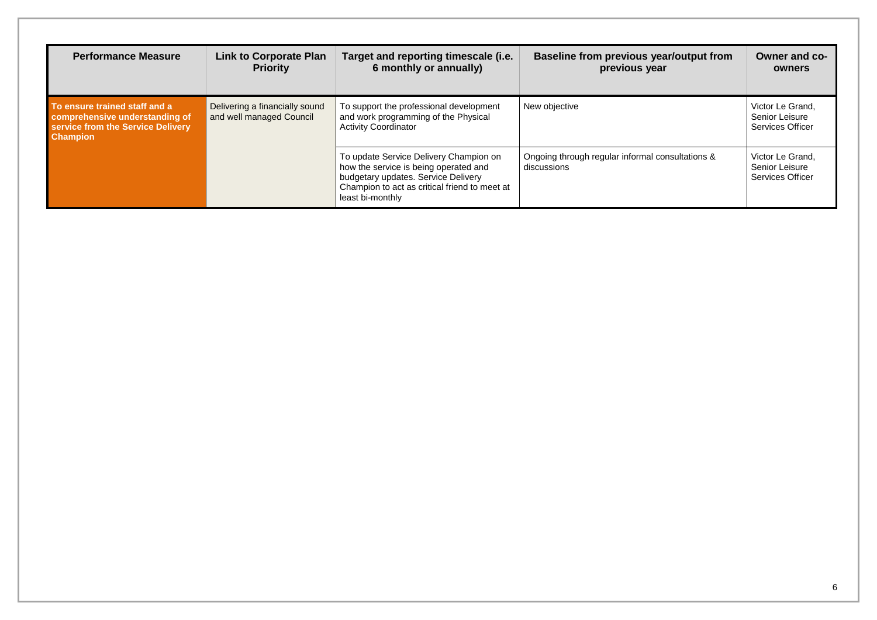| Performance Measure | Link to Corporate Plan Priority | Target and reporting timescale (i.e. 6 monthly or annually) | Baseline from previous year/output from previous year | Owner and co-owners |
|---|---|---|---|---|
| **To ensure trained staff and a comprehensive understanding of service from the Service Delivery Champion** | Delivering a financially sound and well managed Council | To support the professional development and work programming of the Physical Activity Coordinator | New objective | Victor Le Grand, Senior Leisure Services Officer |
| | | To update Service Delivery Champion on how the service is being operated and budgetary updates. Service Delivery Champion to act as critical friend to meet at least bi-monthly | Ongoing through regular informal consultations & discussions | Victor Le Grand, Senior Leisure Services Officer |